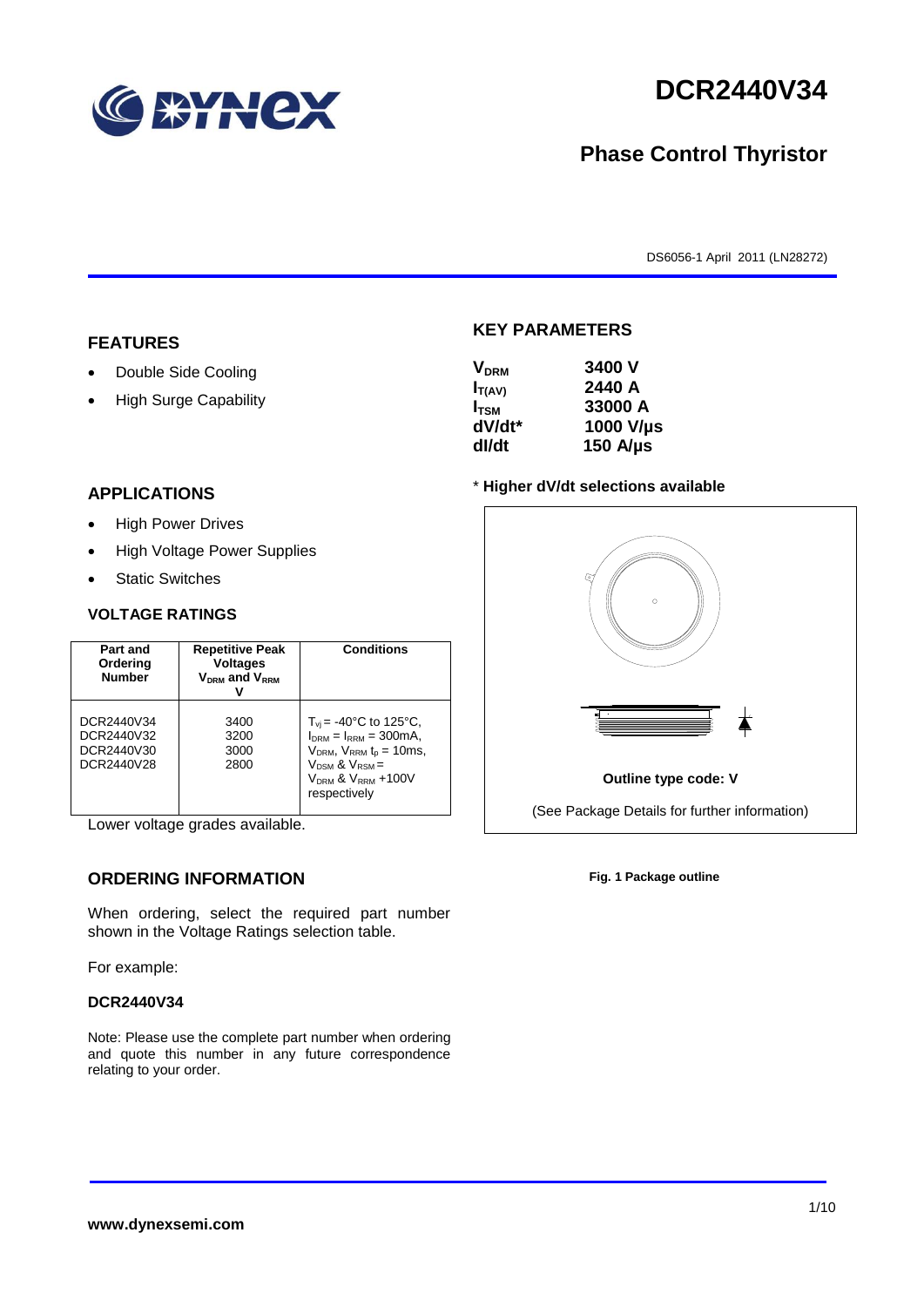# DCR2440V34

## Phase Control Thyristor

DS6056-1 April 2011 (LN28272)

## FEATURES

- Double Side Cooling
- High Surge Capability

## APPLICATIONS

- High Power Drives
- High Voltage Power Supplies
- Static Switches

## KEY PARAMETERS

| | |
|---|---|
| $V_{DRM}$ | 3400 V |
| $I_{T(AV)}$ | 2440 A |
| $I_{TSM}$ | 33000 A |
| dV/dt* | 1000 V/µs |
| dI/dt | 150 A/µs |

\* **Higher dV/dt selections available**

**Outline type code: V**

(See Package Details for further information)

**Fig. 1 Package outline**

### VOLTAGE RATINGS

| Part and Ordering Number | Repetitive Peak Voltages $V_{DRM}$ and $V_{RRM}$ V | Conditions |
|---|---|---|
| DCR2440V34<br>DCR2440V32<br>DCR2440V30<br>DCR2440V28 | 3400<br>3200<br>3000<br>2800 | $T_{vj}$ = -40°C to 125°C, $I_{DRM}$ = $I_{RRM}$ = 300mA, $V_{DRM}$, $V_{RRM}$ $t_p$ = 10ms, $V_{DSM}$ & $V_{RSM}$ = $V_{DRM}$ & $V_{RRM}$ +100V respectively |

Lower voltage grades available.

## ORDERING INFORMATION

When ordering, select the required part number shown in the Voltage Ratings selection table.

For example:

**DCR2440V34**

Note: Please use the complete part number when ordering and quote this number in any future correspondence relating to your order.

**www.dynexsemi.com**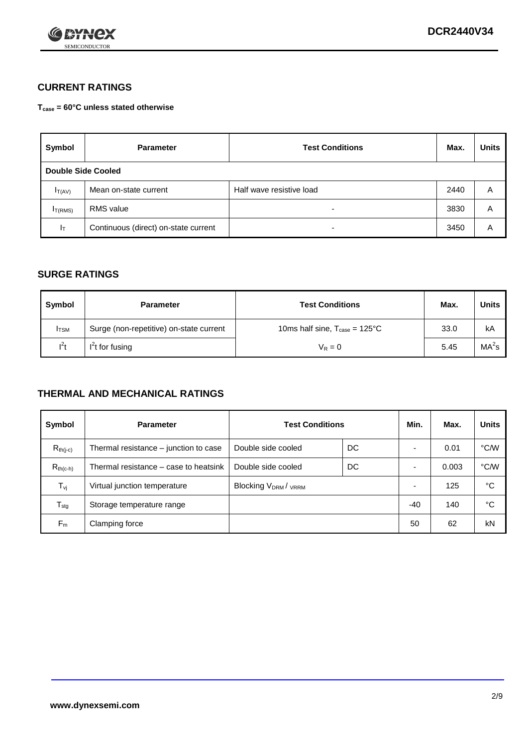## CURRENT RATINGS

**$T_{case}$ = 60°C unless stated otherwise**

| Symbol | Parameter | Test Conditions | Max. | Units |
|---|---|---|---|---|
| **Double Side Cooled** | | | | |
| $I_{T(AV)}$ | Mean on-state current | Half wave resistive load | 2440 | A |
| $I_{T(RMS)}$ | RMS value | - | 3830 | A |
| $I_T$ | Continuous (direct) on-state current | - | 3450 | A |

## SURGE RATINGS

| Symbol | Parameter | Test Conditions | Max. | Units |
|---|---|---|---|---|
| $I_{TSM}$ | Surge (non-repetitive) on-state current | 10ms half sine, $T_{case}$ = 125°C | 33.0 | kA |
| $I^2t$ | $I^2t$ for fusing | $V_R = 0$ | 5.45 | $MA^2s$ |

## THERMAL AND MECHANICAL RATINGS

| Symbol | Parameter | Test Conditions | | Min. | Max. | Units |
|---|---|---|---|---|---|---|
| $R_{th(j-c)}$ | Thermal resistance – junction to case | Double side cooled | DC | - | 0.01 | °C/W |
| $R_{th(c-h)}$ | Thermal resistance – case to heatsink | Double side cooled | DC | - | 0.003 | °C/W |
| $T_{vj}$ | Virtual junction temperature | Blocking $V_{DRM}$ / $V_{RRM}$ | | - | 125 | °C |
| $T_{stg}$ | Storage temperature range | | | -40 | 140 | °C |
| $F_m$ | Clamping force | | | 50 | 62 | kN |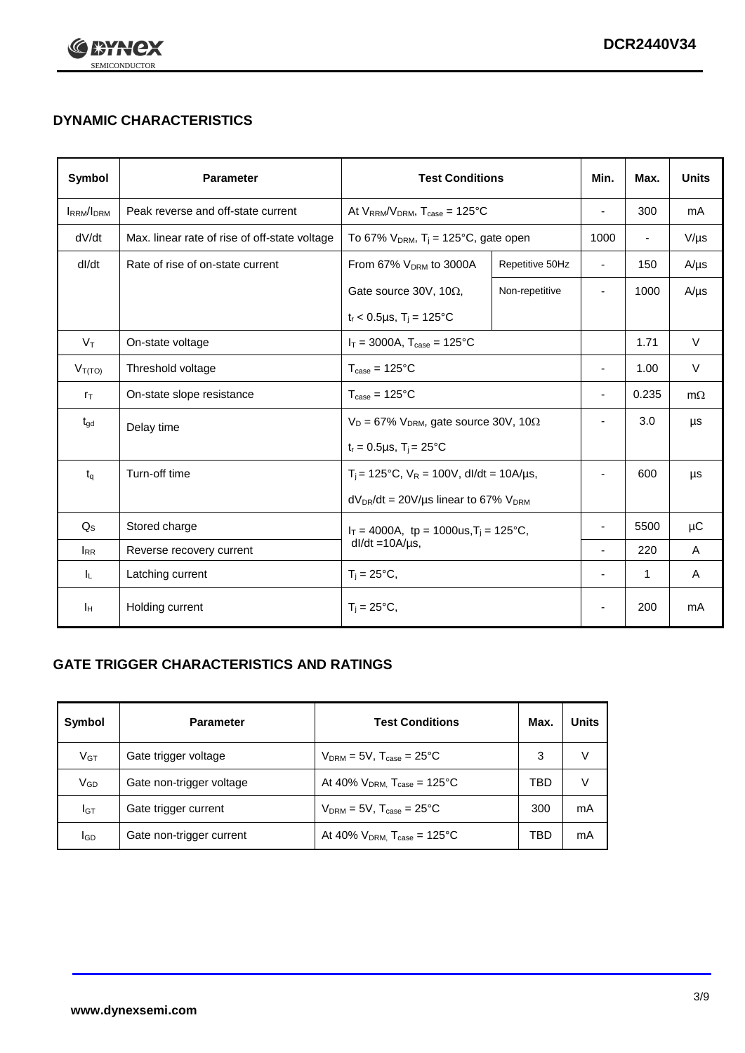## DYNAMIC CHARACTERISTICS

| Symbol | Parameter | Test Conditions | | Min. | Max. | Units |
|---|---|---|---|---|---|---|
| $I_{RRM}/I_{DRM}$ | Peak reverse and off-state current | At $V_{RRM}/V_{DRM}$, $T_{case}$ = 125°C | | - | 300 | mA |
| dV/dt | Max. linear rate of rise of off-state voltage | To 67% $V_{DRM}$, $T_j$ = 125°C, gate open | | 1000 | - | V/µs |
| dI/dt | Rate of rise of on-state current | From 67% $V_{DRM}$ to 3000A | Repetitive 50Hz | - | 150 | A/µs |
| | | Gate source 30V, 10Ω, $t_r$ < 0.5µs, $T_j$ = 125°C | Non-repetitive | - | 1000 | A/µs |
| $V_T$ | On-state voltage | $I_T$ = 3000A, $T_{case}$ = 125°C | | | 1.71 | V |
| $V_{T(TO)}$ | Threshold voltage | $T_{case}$ = 125°C | | - | 1.00 | V |
| $r_T$ | On-state slope resistance | $T_{case}$ = 125°C | | - | 0.235 | mΩ |
| $t_{gd}$ | Delay time | $V_D$ = 67% $V_{DRM}$, gate source 30V, 10Ω, $t_r$ = 0.5µs, $T_j$ = 25°C | | - | 3.0 | µs |
| $t_q$ | Turn-off time | $T_j$ = 125°C, $V_R$ = 100V, dI/dt = 10A/µs, $dV_{DR}/dt$ = 20V/µs linear to 67% $V_{DRM}$ | | - | 600 | µs |
| $Q_S$ | Stored charge | $I_T$ = 4000A, tp = 1000us, $T_j$ = 125°C, dI/dt =10A/µs, | | - | 5500 | µC |
| $I_{RR}$ | Reverse recovery current | | | - | 220 | A |
| $I_L$ | Latching current | $T_j$ = 25°C, | | - | 1 | A |
| $I_H$ | Holding current | $T_j$ = 25°C, | | - | 200 | mA |

## GATE TRIGGER CHARACTERISTICS AND RATINGS

| Symbol | Parameter | Test Conditions | Max. | Units |
|---|---|---|---|---|
| $V_{GT}$ | Gate trigger voltage | $V_{DRM}$ = 5V, $T_{case}$ = 25°C | 3 | V |
| $V_{GD}$ | Gate non-trigger voltage | At 40% $V_{DRM,}$ $T_{case}$ = 125°C | TBD | V |
| $I_{GT}$ | Gate trigger current | $V_{DRM}$ = 5V, $T_{case}$ = 25°C | 300 | mA |
| $I_{GD}$ | Gate non-trigger current | At 40% $V_{DRM,}$ $T_{case}$ = 125°C | TBD | mA |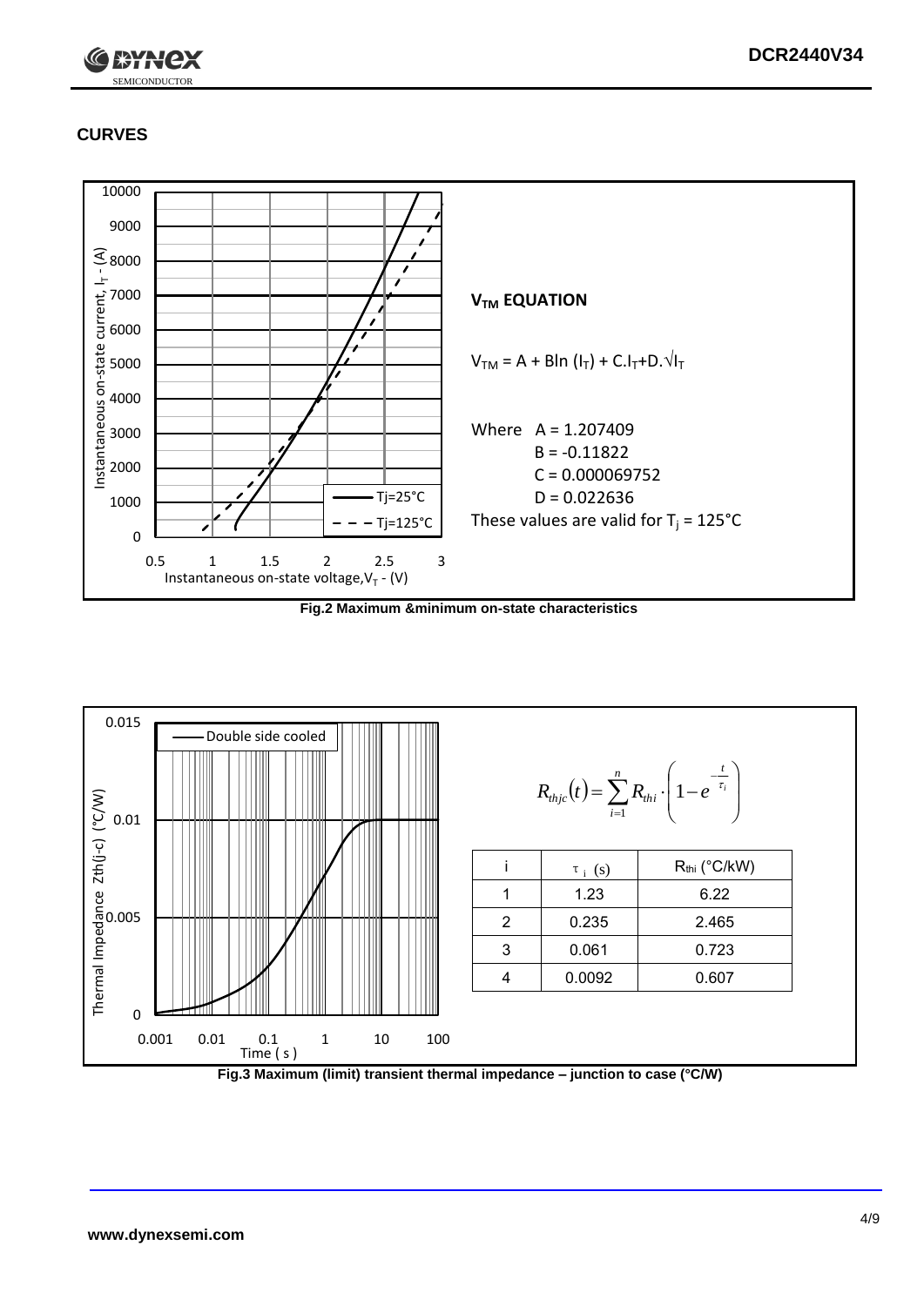## CURVES

**$V_{TM}$ EQUATION**

$V_{TM} = A + B\ln(I_T) + C.I_T + D.\sqrt{I_T}$

Where A = 1.207409
B = -0.11822
C = 0.000069752
D = 0.022636

These values are valid for $T_j$ = 125°C

**Fig.2 Maximum &minimum on-state characteristics**

$$R_{thjc}(t) = \sum_{i=1}^{n} R_{thi} \cdot \left(1 - e^{-\frac{t}{\tau_i}}\right)$$

| i | $\tau_i$ (s) | $R_{thi}$ (°C/kW) |
|---|---|---|
| 1 | 1.23 | 6.22 |
| 2 | 0.235 | 2.465 |
| 3 | 0.061 | 0.723 |
| 4 | 0.0092 | 0.607 |

**Fig.3 Maximum (limit) transient thermal impedance – junction to case (°C/W)**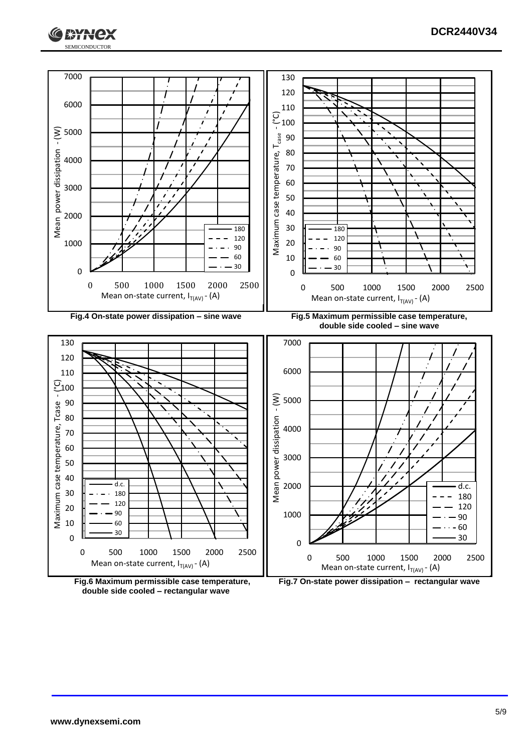Fig.4 On-state power dissipation – sine wave

Fig.5 Maximum permissible case temperature, double side cooled – sine wave

Fig.6 Maximum permissible case temperature, double side cooled – rectangular wave

Fig.7 On-state power dissipation – rectangular wave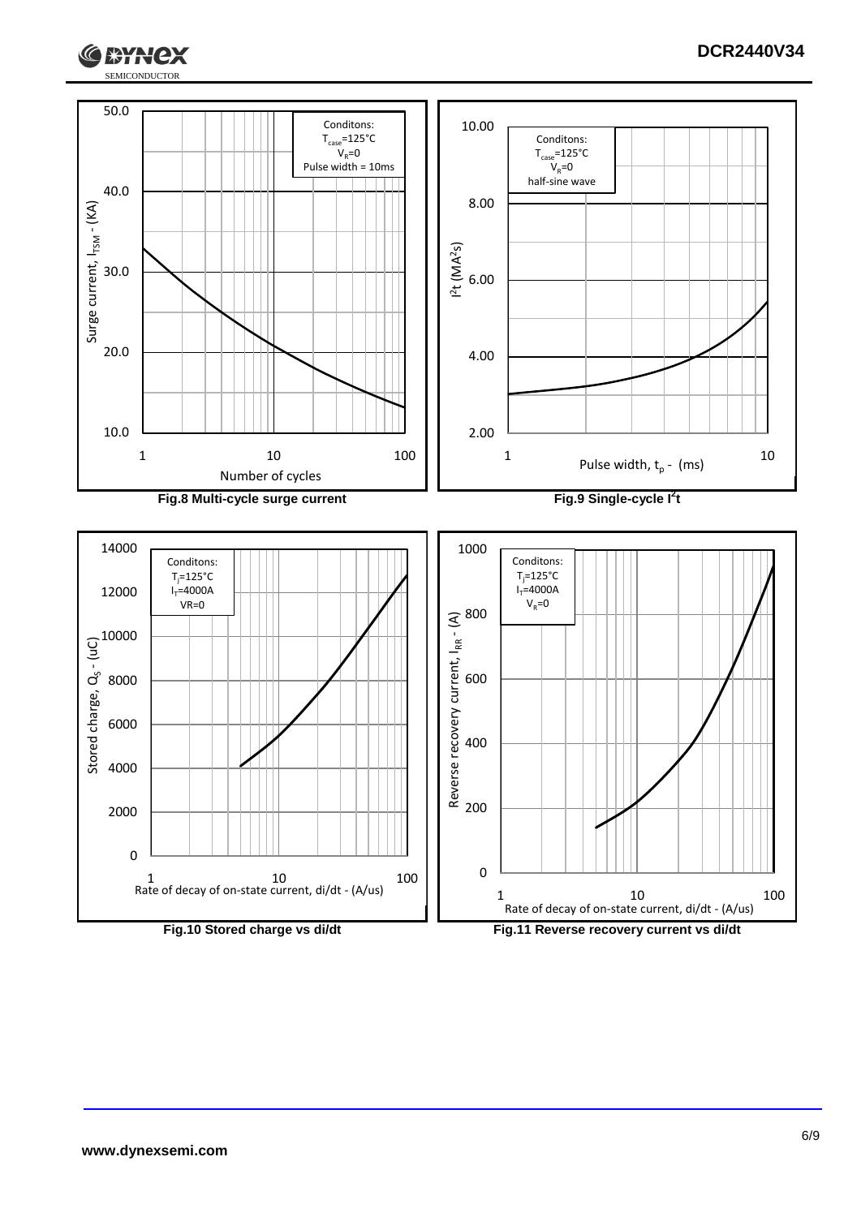Fig.8 Multi-cycle surge current

Fig.9 Single-cycle $I^2t$

Fig.10 Stored charge vs di/dt

Fig.11 Reverse recovery current vs di/dt

www.dynexsemi.com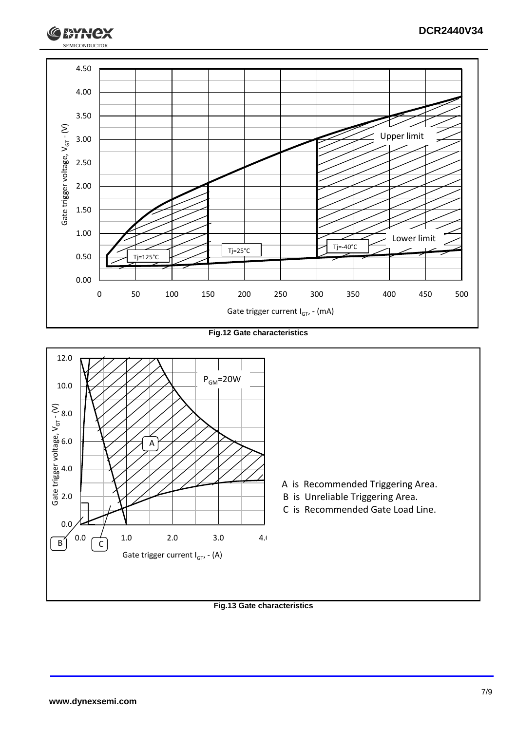Fig.12 Gate characteristics

A is Recommended Triggering Area.

B is Unreliable Triggering Area.

C is Recommended Gate Load Line.

Fig.13 Gate characteristics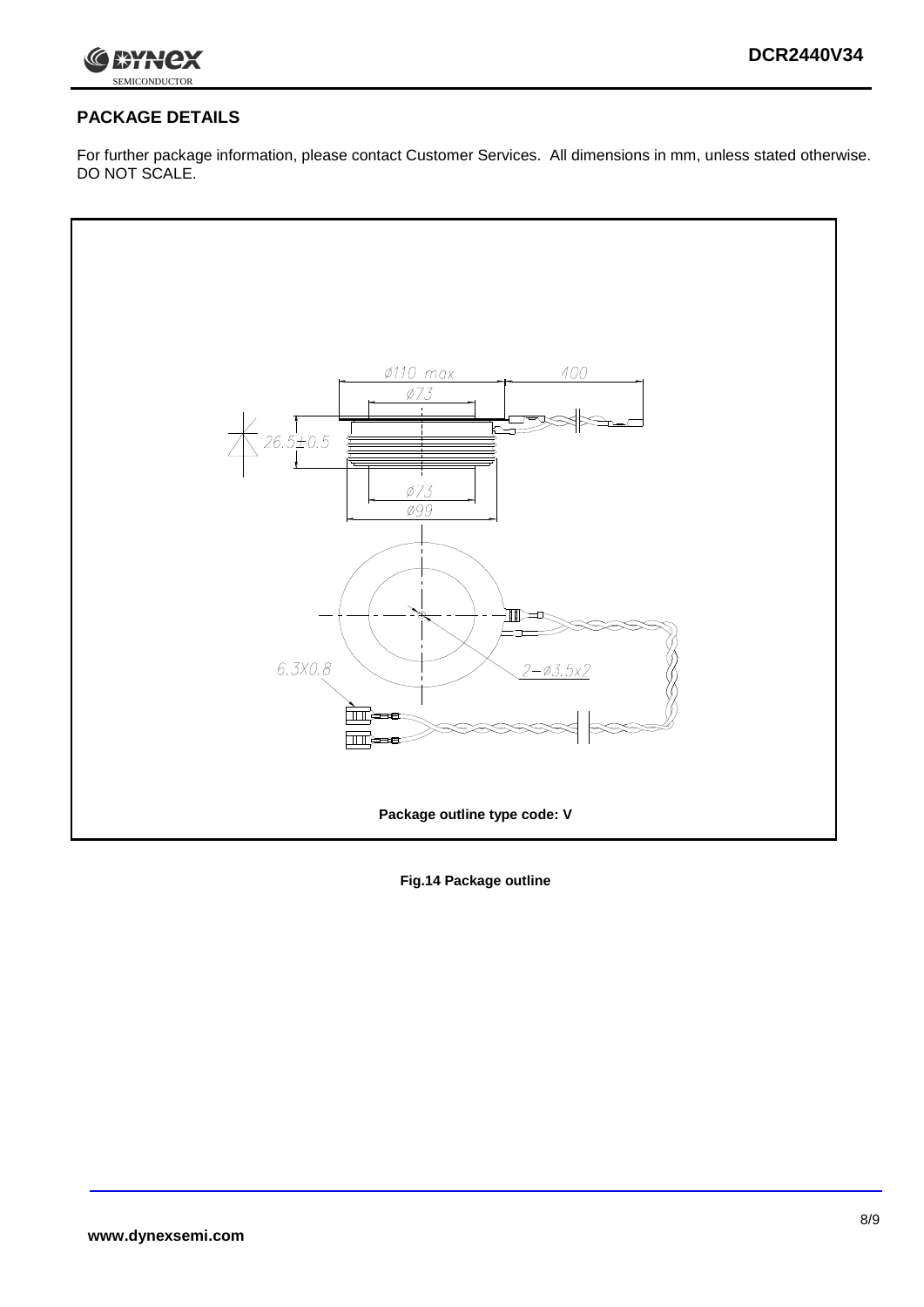## PACKAGE DETAILS

For further package information, please contact Customer Services. All dimensions in mm, unless stated otherwise. DO NOT SCALE.

Package outline type code: V

**Fig.14 Package outline**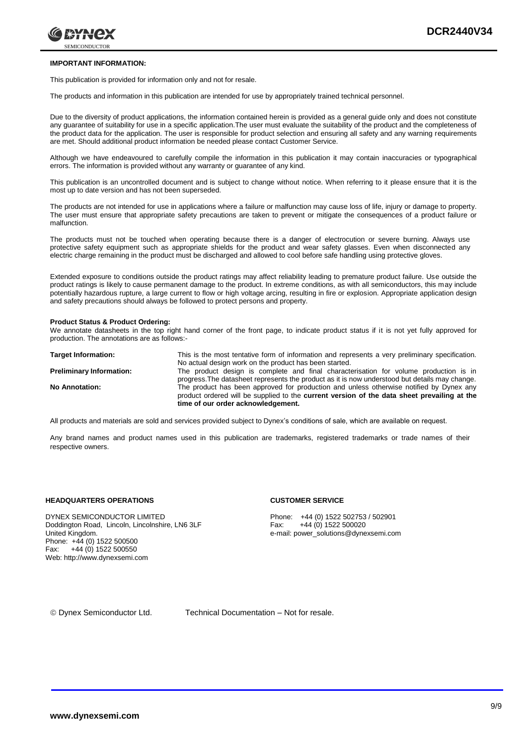**IMPORTANT INFORMATION:**

This publication is provided for information only and not for resale.

The products and information in this publication are intended for use by appropriately trained technical personnel.

Due to the diversity of product applications, the information contained herein is provided as a general guide only and does not constitute any guarantee of suitability for use in a specific application.The user must evaluate the suitability of the product and the completeness of the product data for the application. The user is responsible for product selection and ensuring all safety and any warning requirements are met. Should additional product information be needed please contact Customer Service.

Although we have endeavoured to carefully compile the information in this publication it may contain inaccuracies or typographical errors. The information is provided without any warranty or guarantee of any kind.

This publication is an uncontrolled document and is subject to change without notice. When referring to it please ensure that it is the most up to date version and has not been superseded.

The products are not intended for use in applications where a failure or malfunction may cause loss of life, injury or damage to property. The user must ensure that appropriate safety precautions are taken to prevent or mitigate the consequences of a product failure or malfunction.

The products must not be touched when operating because there is a danger of electrocution or severe burning. Always use protective safety equipment such as appropriate shields for the product and wear safety glasses. Even when disconnected any electric charge remaining in the product must be discharged and allowed to cool before safe handling using protective gloves.

Extended exposure to conditions outside the product ratings may affect reliability leading to premature product failure. Use outside the product ratings is likely to cause permanent damage to the product. In extreme conditions, as with all semiconductors, this may include potentially hazardous rupture, a large current to flow or high voltage arcing, resulting in fire or explosion. Appropriate application design and safety precautions should always be followed to protect persons and property.

**Product Status & Product Ordering:**

We annotate datasheets in the top right hand corner of the front page, to indicate product status if it is not yet fully approved for production. The annotations are as follows:-

| | |
|---|---|
| **Target Information:** | This is the most tentative form of information and represents a very preliminary specification. No actual design work on the product has been started. |
| **Preliminary Information:** | The product design is complete and final characterisation for volume production is in progress.The datasheet represents the product as it is now understood but details may change. |
| **No Annotation:** | The product has been approved for production and unless otherwise notified by Dynex any product ordered will be supplied to the **current version of the data sheet prevailing at the time of our order acknowledgement.** |

All products and materials are sold and services provided subject to Dynex's conditions of sale, which are available on request.

Any brand names and product names used in this publication are trademarks, registered trademarks or trade names of their respective owners.

**HEADQUARTERS OPERATIONS**

DYNEX SEMICONDUCTOR LIMITED
Doddington Road, Lincoln, Lincolnshire, LN6 3LF
United Kingdom.
Phone: +44 (0) 1522 500500
Fax: +44 (0) 1522 500550
Web: http://www.dynexsemi.com

**CUSTOMER SERVICE**

Phone: +44 (0) 1522 502753 / 502901
Fax: +44 (0) 1522 500020
e-mail: power_solutions@dynexsemi.com

© Dynex Semiconductor Ltd. Technical Documentation – Not for resale.